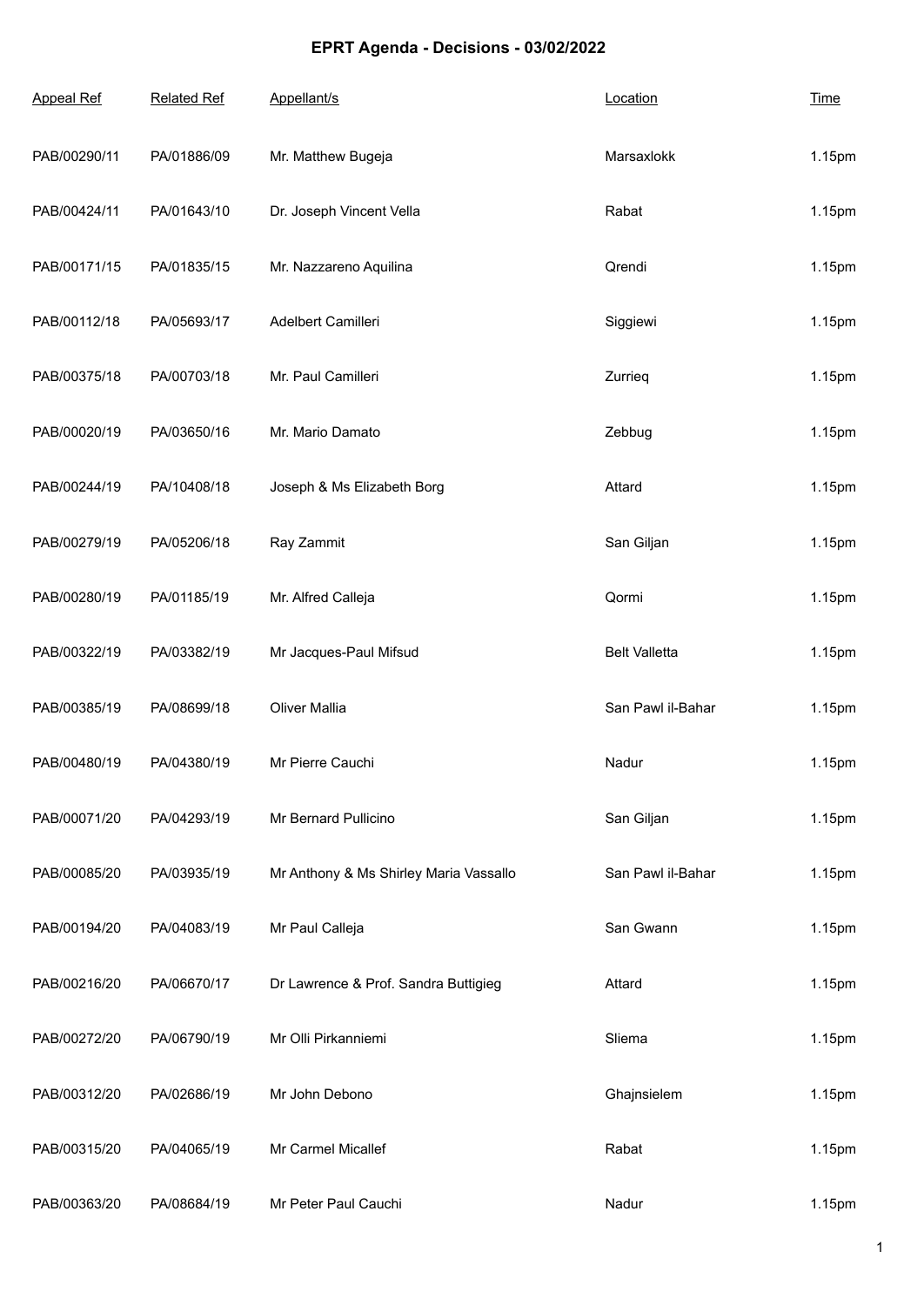# EPRT Agenda - Decisions - 03/02/2022

| Appeal Ref | Related Ref | Appellant/s | Location | Time |
|---|---|---|---|---|
| PAB/00290/11 | PA/01886/09 | Mr. Matthew Bugeja | Marsaxlokk | 1.15pm |
| PAB/00424/11 | PA/01643/10 | Dr. Joseph Vincent Vella | Rabat | 1.15pm |
| PAB/00171/15 | PA/01835/15 | Mr. Nazzareno Aquilina | Qrendi | 1.15pm |
| PAB/00112/18 | PA/05693/17 | Adelbert Camilleri | Siggiewi | 1.15pm |
| PAB/00375/18 | PA/00703/18 | Mr. Paul Camilleri | Zurrieq | 1.15pm |
| PAB/00020/19 | PA/03650/16 | Mr. Mario Damato | Zebbug | 1.15pm |
| PAB/00244/19 | PA/10408/18 | Joseph & Ms Elizabeth Borg | Attard | 1.15pm |
| PAB/00279/19 | PA/05206/18 | Ray Zammit | San Giljan | 1.15pm |
| PAB/00280/19 | PA/01185/19 | Mr. Alfred Calleja | Qormi | 1.15pm |
| PAB/00322/19 | PA/03382/19 | Mr Jacques-Paul Mifsud | Belt Valletta | 1.15pm |
| PAB/00385/19 | PA/08699/18 | Oliver Mallia | San Pawl il-Bahar | 1.15pm |
| PAB/00480/19 | PA/04380/19 | Mr Pierre Cauchi | Nadur | 1.15pm |
| PAB/00071/20 | PA/04293/19 | Mr Bernard Pullicino | San Giljan | 1.15pm |
| PAB/00085/20 | PA/03935/19 | Mr Anthony & Ms Shirley Maria Vassallo | San Pawl il-Bahar | 1.15pm |
| PAB/00194/20 | PA/04083/19 | Mr Paul Calleja | San Gwann | 1.15pm |
| PAB/00216/20 | PA/06670/17 | Dr Lawrence & Prof. Sandra Buttigieg | Attard | 1.15pm |
| PAB/00272/20 | PA/06790/19 | Mr Olli Pirkanniemi | Sliema | 1.15pm |
| PAB/00312/20 | PA/02686/19 | Mr John Debono | Ghajnsielem | 1.15pm |
| PAB/00315/20 | PA/04065/19 | Mr Carmel Micallef | Rabat | 1.15pm |
| PAB/00363/20 | PA/08684/19 | Mr Peter Paul Cauchi | Nadur | 1.15pm |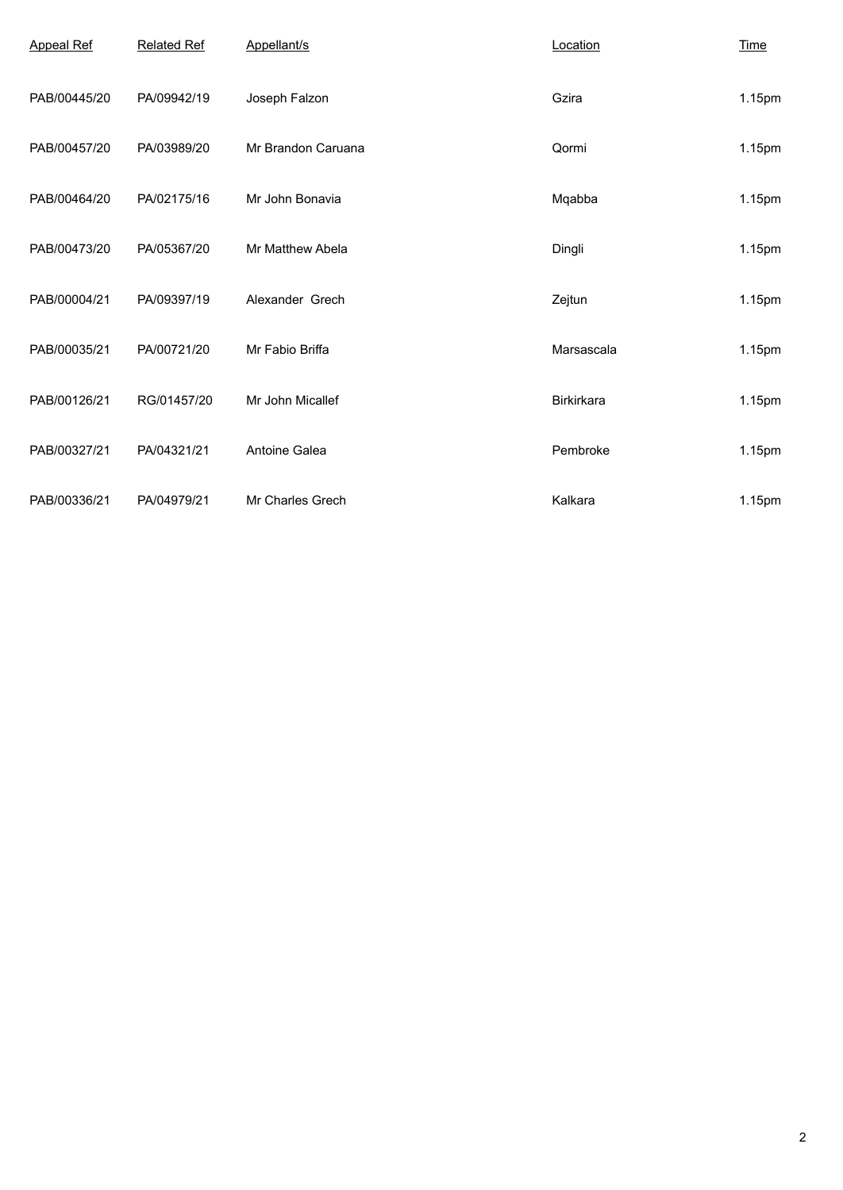| Appeal Ref | Related Ref | Appellant/s | Location | Time |
|---|---|---|---|---|
| PAB/00445/20 | PA/09942/19 | Joseph Falzon | Gzira | 1.15pm |
| PAB/00457/20 | PA/03989/20 | Mr Brandon Caruana | Qormi | 1.15pm |
| PAB/00464/20 | PA/02175/16 | Mr John Bonavia | Mqabba | 1.15pm |
| PAB/00473/20 | PA/05367/20 | Mr Matthew Abela | Dingli | 1.15pm |
| PAB/00004/21 | PA/09397/19 | Alexander Grech | Zejtun | 1.15pm |
| PAB/00035/21 | PA/00721/20 | Mr Fabio Briffa | Marsascala | 1.15pm |
| PAB/00126/21 | RG/01457/20 | Mr John Micallef | Birkirkara | 1.15pm |
| PAB/00327/21 | PA/04321/21 | Antoine Galea | Pembroke | 1.15pm |
| PAB/00336/21 | PA/04979/21 | Mr Charles Grech | Kalkara | 1.15pm |